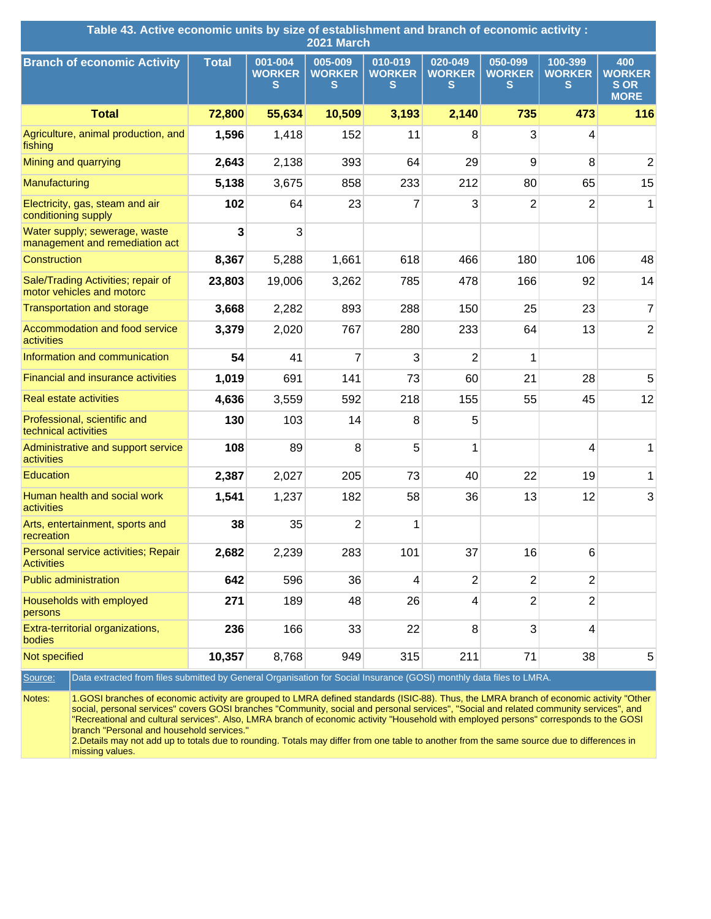# Table 43. Active economic units by size of establishment and branch of economic activity : 2021 March

| Branch of economic Activity | Total | 001-004 WORKERS | 005-009 WORKERS | 010-019 WORKERS | 020-049 WORKERS | 050-099 WORKERS | 100-399 WORKERS | 400 WORKERS OR MORE |
|---|---|---|---|---|---|---|---|---|
| **Total** | **72,800** | **55,634** | **10,509** | **3,193** | **2,140** | **735** | **473** | **116** |
| Agriculture, animal production, and fishing | **1,596** | 1,418 | 152 | 11 | 8 | 3 | 4 | |
| Mining and quarrying | **2,643** | 2,138 | 393 | 64 | 29 | 9 | 8 | 2 |
| Manufacturing | **5,138** | 3,675 | 858 | 233 | 212 | 80 | 65 | 15 |
| Electricity, gas, steam and air conditioning supply | **102** | 64 | 23 | 7 | 3 | 2 | 2 | 1 |
| Water supply; sewerage, waste management and remediation act | **3** | 3 | | | | | | |
| Construction | **8,367** | 5,288 | 1,661 | 618 | 466 | 180 | 106 | 48 |
| Sale/Trading Activities; repair of motor vehicles and motorc | **23,803** | 19,006 | 3,262 | 785 | 478 | 166 | 92 | 14 |
| Transportation and storage | **3,668** | 2,282 | 893 | 288 | 150 | 25 | 23 | 7 |
| Accommodation and food service activities | **3,379** | 2,020 | 767 | 280 | 233 | 64 | 13 | 2 |
| Information and communication | **54** | 41 | 7 | 3 | 2 | 1 | | |
| Financial and insurance activities | **1,019** | 691 | 141 | 73 | 60 | 21 | 28 | 5 |
| Real estate activities | **4,636** | 3,559 | 592 | 218 | 155 | 55 | 45 | 12 |
| Professional, scientific and technical activities | **130** | 103 | 14 | 8 | 5 | | | |
| Administrative and support service activities | **108** | 89 | 8 | 5 | 1 | | 4 | 1 |
| Education | **2,387** | 2,027 | 205 | 73 | 40 | 22 | 19 | 1 |
| Human health and social work activities | **1,541** | 1,237 | 182 | 58 | 36 | 13 | 12 | 3 |
| Arts, entertainment, sports and recreation | **38** | 35 | 2 | 1 | | | | |
| Personal service activities; Repair Activities | **2,682** | 2,239 | 283 | 101 | 37 | 16 | 6 | |
| Public administration | **642** | 596 | 36 | 4 | 2 | 2 | 2 | |
| Households with employed persons | **271** | 189 | 48 | 26 | 4 | 2 | 2 | |
| Extra-territorial organizations, bodies | **236** | 166 | 33 | 22 | 8 | 3 | 4 | |
| Not specified | **10,357** | 8,768 | 949 | 315 | 211 | 71 | 38 | 5 |

Source: Data extracted from files submitted by General Organisation for Social Insurance (GOSI) monthly data files to LMRA.

Notes:
1.GOSI branches of economic activity are grouped to LMRA defined standards (ISIC-88). Thus, the LMRA branch of economic activity "Other social, personal services" covers GOSI branches "Community, social and personal services", "Social and related community services", and "Recreational and cultural services". Also, LMRA branch of economic activity "Household with employed persons" corresponds to the GOSI branch "Personal and household services."
2.Details may not add up to totals due to rounding. Totals may differ from one table to another from the same source due to differences in missing values.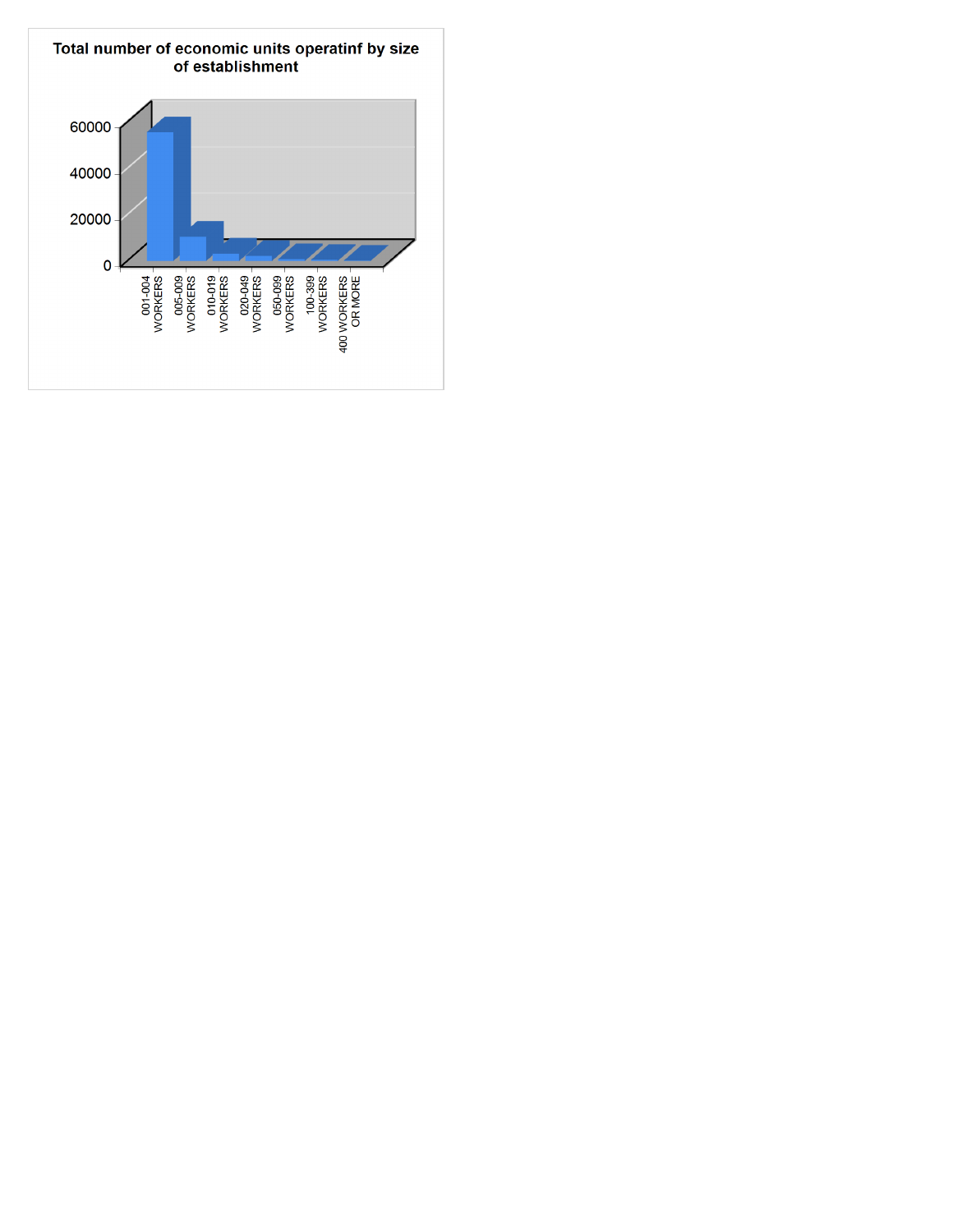Total number of economic units operatinf by size of establishment

60000

40000

20000

0

001-004 WORKERS

005-009 WORKERS

010-019 WORKERS

020-049 WORKERS

050-099 WORKERS

100-399 WORKERS

400 WORKERS OR MORE